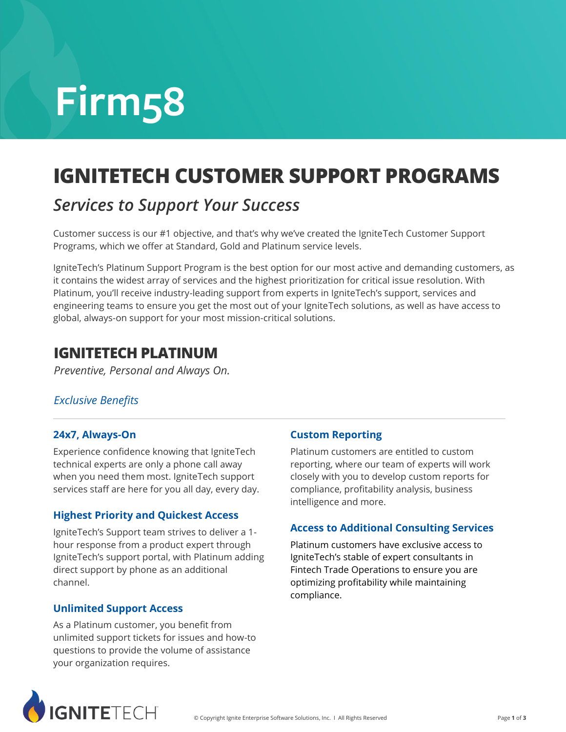# Firm58

## IGNITETECH CUSTOMER SUPPORT PROGRAMS

*Services to Support Your Success*

Customer success is our #1 objective, and that's why we've created the IgniteTech Customer Support Programs, which we offer at Standard, Gold and Platinum service levels.

IgniteTech's Platinum Support Program is the best option for our most active and demanding customers, as it contains the widest array of services and the highest prioritization for critical issue resolution. With Platinum, you'll receive industry-leading support from experts in IgniteTech's support, services and engineering teams to ensure you get the most out of your IgniteTech solutions, as well as have access to global, always-on support for your most mission-critical solutions.

## IGNITETECH PLATINUM

*Preventive, Personal and Always On.*

*Exclusive Benefits*

### 24x7, Always-On

Experience confidence knowing that IgniteTech technical experts are only a phone call away when you need them most. IgniteTech support services staff are here for you all day, every day.

### Highest Priority and Quickest Access

IgniteTech's Support team strives to deliver a 1-hour response from a product expert through IgniteTech's support portal, with Platinum adding direct support by phone as an additional channel.

### Unlimited Support Access

As a Platinum customer, you benefit from unlimited support tickets for issues and how-to questions to provide the volume of assistance your organization requires.

### Custom Reporting

Platinum customers are entitled to custom reporting, where our team of experts will work closely with you to develop custom reports for compliance, profitability analysis, business intelligence and more.

### Access to Additional Consulting Services

Platinum customers have exclusive access to IgniteTech's stable of expert consultants in Fintech Trade Operations to ensure you are optimizing profitability while maintaining compliance.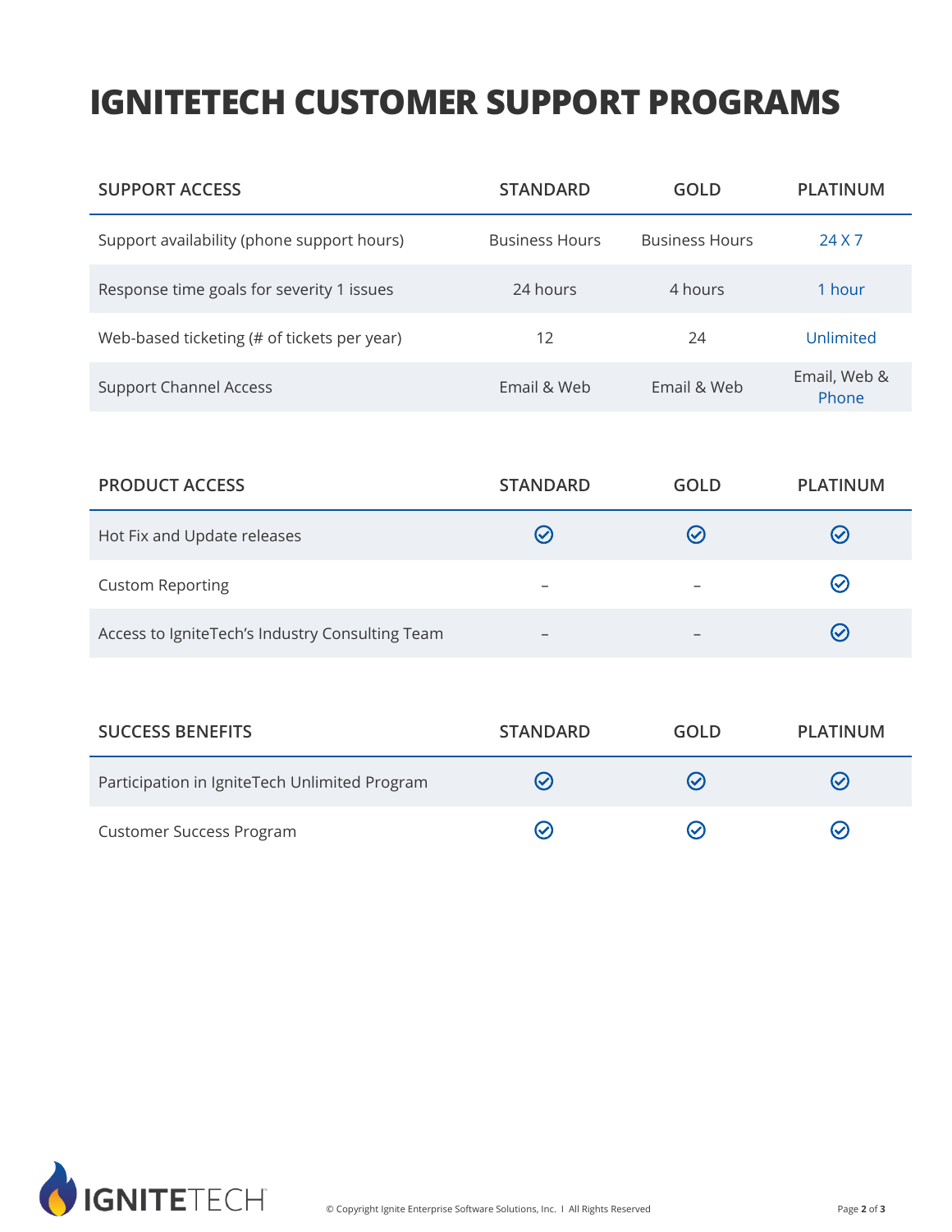# IGNITETECH CUSTOMER SUPPORT PROGRAMS

| SUPPORT ACCESS | STANDARD | GOLD | PLATINUM |
|---|---|---|---|
| Support availability (phone support hours) | Business Hours | Business Hours | 24 X 7 |
| Response time goals for severity 1 issues | 24 hours | 4 hours | 1 hour |
| Web-based ticketing (# of tickets per year) | 12 | 24 | Unlimited |
| Support Channel Access | Email & Web | Email & Web | Email, Web & Phone |

| PRODUCT ACCESS | STANDARD | GOLD | PLATINUM |
|---|---|---|---|
| Hot Fix and Update releases | ✓ | ✓ | ✓ |
| Custom Reporting | – | – | ✓ |
| Access to IgniteTech's Industry Consulting Team | – | – | ✓ |

| SUCCESS BENEFITS | STANDARD | GOLD | PLATINUM |
|---|---|---|---|
| Participation in IgniteTech Unlimited Program | ✓ | ✓ | ✓ |
| Customer Success Program | ✓ | ✓ | ✓ |

© Copyright Ignite Enterprise Software Solutions, Inc. | All Rights Reserved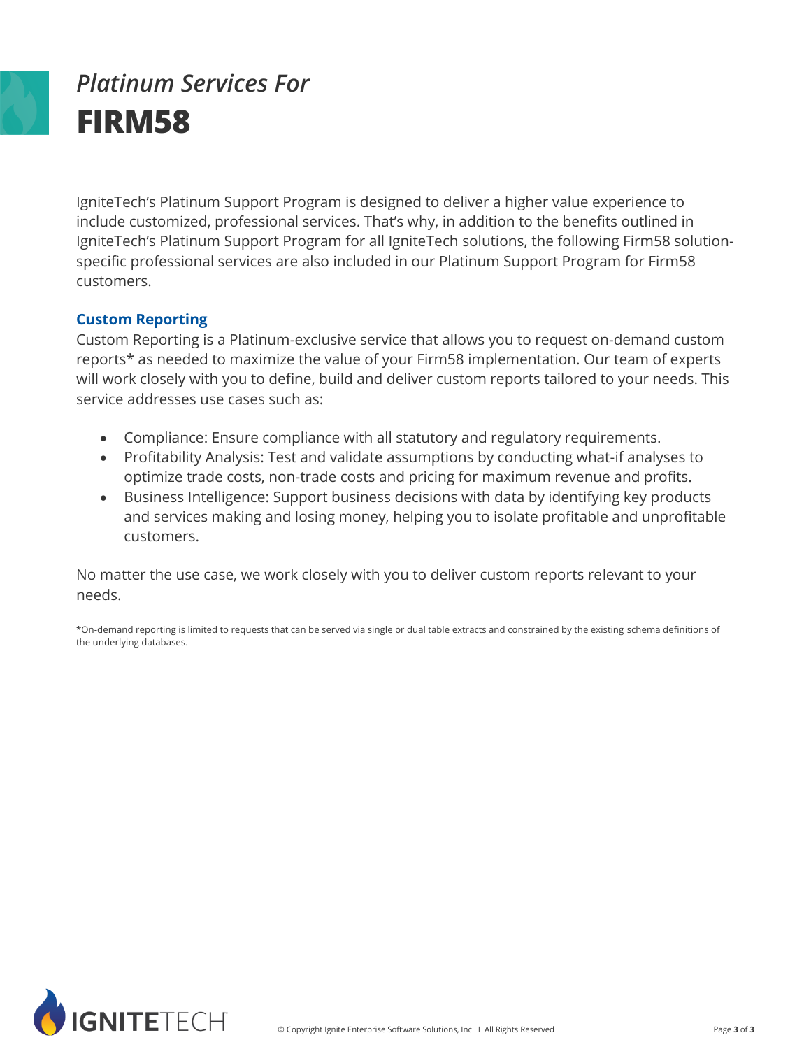# *Platinum Services For*
# **FIRM58**

IgniteTech's Platinum Support Program is designed to deliver a higher value experience to include customized, professional services. That's why, in addition to the benefits outlined in IgniteTech's Platinum Support Program for all IgniteTech solutions, the following Firm58 solution-specific professional services are also included in our Platinum Support Program for Firm58 customers.

### Custom Reporting

Custom Reporting is a Platinum-exclusive service that allows you to request on-demand custom reports* as needed to maximize the value of your Firm58 implementation. Our team of experts will work closely with you to define, build and deliver custom reports tailored to your needs. This service addresses use cases such as:

- Compliance: Ensure compliance with all statutory and regulatory requirements.
- Profitability Analysis: Test and validate assumptions by conducting what-if analyses to optimize trade costs, non-trade costs and pricing for maximum revenue and profits.
- Business Intelligence: Support business decisions with data by identifying key products and services making and losing money, helping you to isolate profitable and unprofitable customers.

No matter the use case, we work closely with you to deliver custom reports relevant to your needs.

*On-demand reporting is limited to requests that can be served via single or dual table extracts and constrained by the existing schema definitions of the underlying databases.